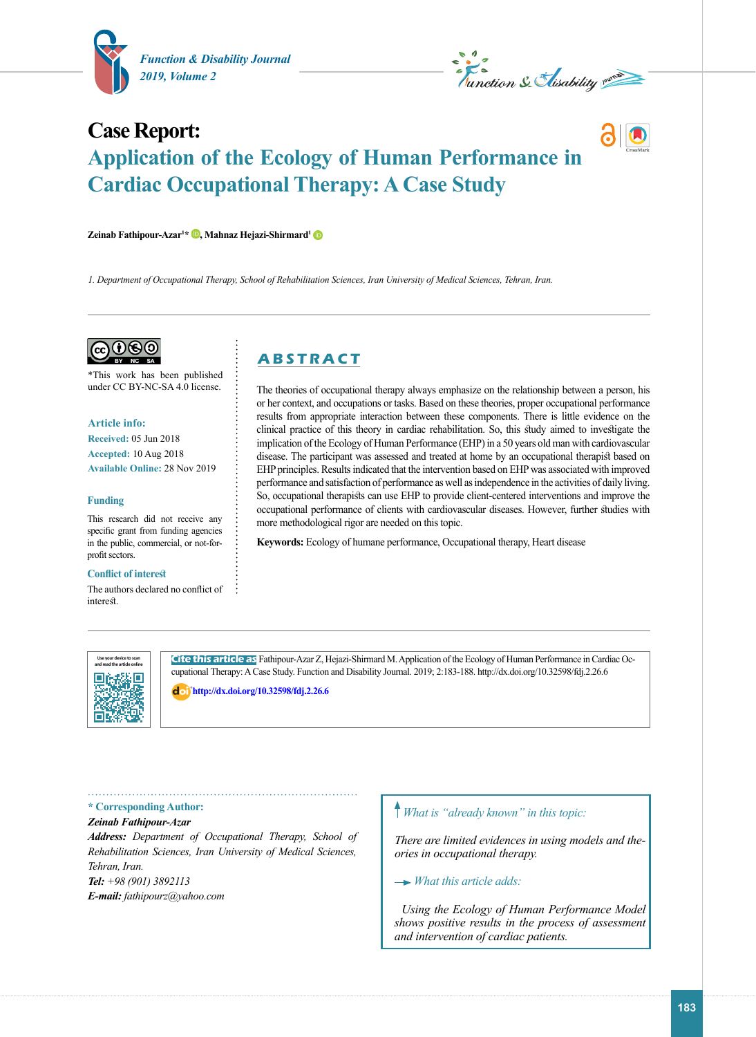**Case Report:**

# Application of the Ecology of Human Performance in Cardiac Occupational Therapy: A Case Study

**Zeinab Fathipour-Azar[1]*, Mahnaz Hejazi-Shirmard[1]**

*1. Department of Occupational Therapy, School of Rehabilitation Sciences, Iran University of Medical Sciences, Tehran, Iran.*

*This work has been published under CC BY-NC-SA 4.0 license.

**Article info:**

**Received:** 05 Jun 2018

**Accepted:** 10 Aug 2018

**Available Online:** 28 Nov 2019

**Funding**

This research did not receive any specific grant from funding agencies in the public, commercial, or not-for-profit sectors.

**Conflict of interest**

The authors declared no conflict of interest.

## ABSTRACT

The theories of occupational therapy always emphasize on the relationship between a person, his or her context, and occupations or tasks. Based on these theories, proper occupational performance results from appropriate interaction between these components. There is little evidence on the clinical practice of this theory in cardiac rehabilitation. So, this study aimed to investigate the implication of the Ecology of Human Performance (EHP) in a 50 years old man with cardiovascular disease. The participant was assessed and treated at home by an occupational therapist based on EHP principles. Results indicated that the intervention based on EHP was associated with improved performance and satisfaction of performance as well as independence in the activities of daily living. So, occupational therapists can use EHP to provide client-centered interventions and improve the occupational performance of clients with cardiovascular diseases. However, further studies with more methodological rigor are needed on this topic.

**Keywords:** Ecology of humane performance, Occupational therapy, Heart disease

**Cite this article as** Fathipour-Azar Z, Hejazi-Shirmard M. Application of the Ecology of Human Performance in Cardiac Occupational Therapy: A Case Study. Function and Disability Journal. 2019; 2:183-188. http://dx.doi.org/10.32598/fdj.2.26.6

http://dx.doi.org/10.32598/fdj.2.26.6

**\* Corresponding Author:**

***Zeinab Fathipour-Azar***

***Address:*** *Department of Occupational Therapy, School of Rehabilitation Sciences, Iran University of Medical Sciences, Tehran, Iran.*

***Tel:*** *+98 (901) 3892113*

***E-mail:*** *fathipourz@yahoo.com*

*What is "already known" in this topic:*

*There are limited evidences in using models and theories in occupational therapy.*

*What this article adds:*

*Using the Ecology of Human Performance Model shows positive results in the process of assessment and intervention of cardiac patients.*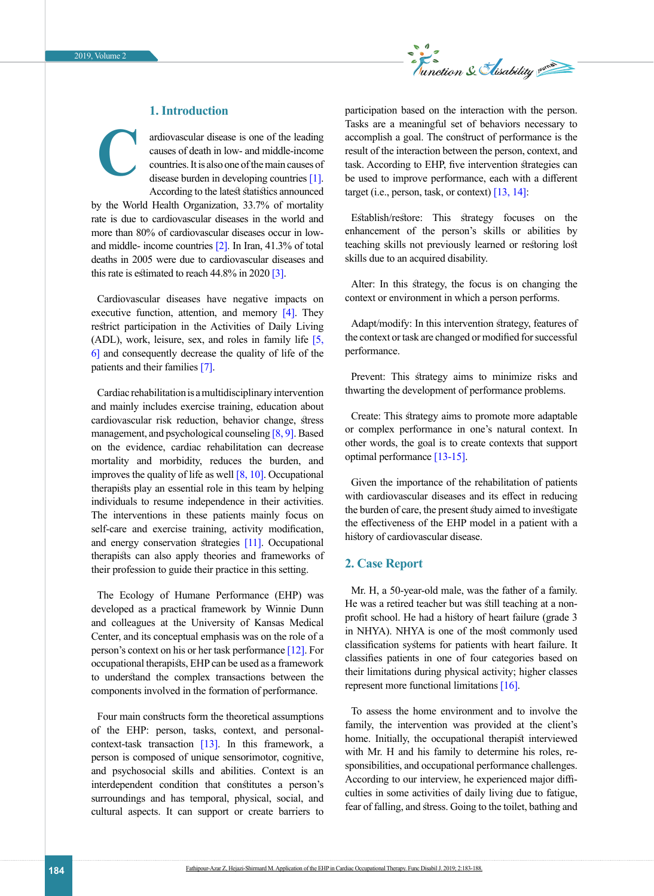## 1. Introduction

Cardiovascular disease is one of the leading causes of death in low- and middle-income countries. It is also one of the main causes of disease burden in developing countries [1]. According to the latest statistics announced by the World Health Organization, 33.7% of mortality rate is due to cardiovascular diseases in the world and more than 80% of cardiovascular diseases occur in low- and middle- income countries [2]. In Iran, 41.3% of total deaths in 2005 were due to cardiovascular diseases and this rate is estimated to reach 44.8% in 2020 [3].

Cardiovascular diseases have negative impacts on executive function, attention, and memory [4]. They restrict participation in the Activities of Daily Living (ADL), work, leisure, sex, and roles in family life [5, 6] and consequently decrease the quality of life of the patients and their families [7].

Cardiac rehabilitation is a multidisciplinary intervention and mainly includes exercise training, education about cardiovascular risk reduction, behavior change, stress management, and psychological counseling [8, 9]. Based on the evidence, cardiac rehabilitation can decrease mortality and morbidity, reduces the burden, and improves the quality of life as well [8, 10]. Occupational therapists play an essential role in this team by helping individuals to resume independence in their activities. The interventions in these patients mainly focus on self-care and exercise training, activity modification, and energy conservation strategies [11]. Occupational therapists can also apply theories and frameworks of their profession to guide their practice in this setting.

The Ecology of Humane Performance (EHP) was developed as a practical framework by Winnie Dunn and colleagues at the University of Kansas Medical Center, and its conceptual emphasis was on the role of a person's context on his or her task performance [12]. For occupational therapists, EHP can be used as a framework to understand the complex transactions between the components involved in the formation of performance.

Four main constructs form the theoretical assumptions of the EHP: person, tasks, context, and personal-context-task transaction [13]. In this framework, a person is composed of unique sensorimotor, cognitive, and psychosocial skills and abilities. Context is an interdependent condition that constitutes a person's surroundings and has temporal, physical, social, and cultural aspects. It can support or create barriers to participation based on the interaction with the person. Tasks are a meaningful set of behaviors necessary to accomplish a goal. The construct of performance is the result of the interaction between the person, context, and task. According to EHP, five intervention strategies can be used to improve performance, each with a different target (i.e., person, task, or context) [13, 14]:

Establish/restore: This strategy focuses on the enhancement of the person's skills or abilities by teaching skills not previously learned or restoring lost skills due to an acquired disability.

Alter: In this strategy, the focus is on changing the context or environment in which a person performs.

Adapt/modify: In this intervention strategy, features of the context or task are changed or modified for successful performance.

Prevent: This strategy aims to minimize risks and thwarting the development of performance problems.

Create: This strategy aims to promote more adaptable or complex performance in one's natural context. In other words, the goal is to create contexts that support optimal performance [13-15].

Given the importance of the rehabilitation of patients with cardiovascular diseases and its effect in reducing the burden of care, the present study aimed to investigate the effectiveness of the EHP model in a patient with a history of cardiovascular disease.

## 2. Case Report

Mr. H, a 50-year-old male, was the father of a family. He was a retired teacher but was still teaching at a non-profit school. He had a history of heart failure (grade 3 in NHYA). NHYA is one of the most commonly used classification systems for patients with heart failure. It classifies patients in one of four categories based on their limitations during physical activity; higher classes represent more functional limitations [16].

To assess the home environment and to involve the family, the intervention was provided at the client's home. Initially, the occupational therapist interviewed with Mr. H and his family to determine his roles, responsibilities, and occupational performance challenges. According to our interview, he experienced major difficulties in some activities of daily living due to fatigue, fear of falling, and stress. Going to the toilet, bathing and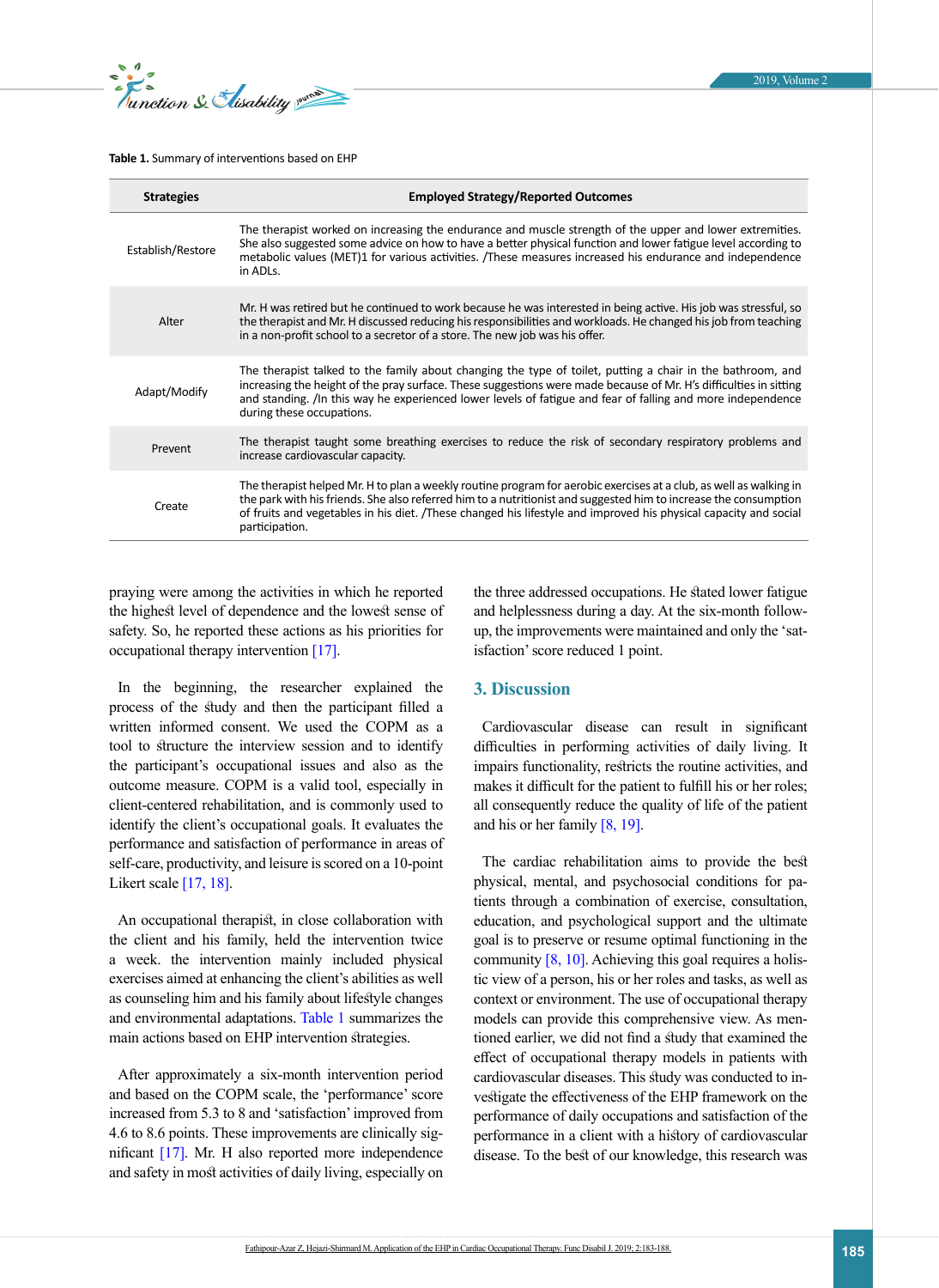**Table 1.** Summary of interventions based on EHP

| Strategies | Employed Strategy/Reported Outcomes |
|---|---|
| Establish/Restore | The therapist worked on increasing the endurance and muscle strength of the upper and lower extremities. She also suggested some advice on how to have a better physical function and lower fatigue level according to metabolic values (MET)1 for various activities. /These measures increased his endurance and independence in ADLs. |
| Alter | Mr. H was retired but he continued to work because he was interested in being active. His job was stressful, so the therapist and Mr. H discussed reducing his responsibilities and workloads. He changed his job from teaching in a non-profit school to a secretor of a store. The new job was his offer. |
| Adapt/Modify | The therapist talked to the family about changing the type of toilet, putting a chair in the bathroom, and increasing the height of the pray surface. These suggestions were made because of Mr. H's difficulties in sitting and standing. /In this way he experienced lower levels of fatigue and fear of falling and more independence during these occupations. |
| Prevent | The therapist taught some breathing exercises to reduce the risk of secondary respiratory problems and increase cardiovascular capacity. |
| Create | The therapist helped Mr. H to plan a weekly routine program for aerobic exercises at a club, as well as walking in the park with his friends. She also referred him to a nutritionist and suggested him to increase the consumption of fruits and vegetables in his diet. /These changed his lifestyle and improved his physical capacity and social participation. |

praying were among the activities in which he reported the highest level of dependence and the lowest sense of safety. So, he reported these actions as his priorities for occupational therapy intervention [17].

In the beginning, the researcher explained the process of the study and then the participant filled a written informed consent. We used the COPM as a tool to structure the interview session and to identify the participant's occupational issues and also as the outcome measure. COPM is a valid tool, especially in client-centered rehabilitation, and is commonly used to identify the client's occupational goals. It evaluates the performance and satisfaction of performance in areas of self-care, productivity, and leisure is scored on a 10-point Likert scale [17, 18].

An occupational therapist, in close collaboration with the client and his family, held the intervention twice a week. the intervention mainly included physical exercises aimed at enhancing the client's abilities as well as counseling him and his family about lifestyle changes and environmental adaptations. Table 1 summarizes the main actions based on EHP intervention strategies.

After approximately a six-month intervention period and based on the COPM scale, the 'performance' score increased from 5.3 to 8 and 'satisfaction' improved from 4.6 to 8.6 points. These improvements are clinically significant [17]. Mr. H also reported more independence and safety in most activities of daily living, especially on the three addressed occupations. He stated lower fatigue and helplessness during a day. At the six-month follow-up, the improvements were maintained and only the 'satisfaction' score reduced 1 point.

## 3. Discussion

Cardiovascular disease can result in significant difficulties in performing activities of daily living. It impairs functionality, restricts the routine activities, and makes it difficult for the patient to fulfill his or her roles; all consequently reduce the quality of life of the patient and his or her family [8, 19].

The cardiac rehabilitation aims to provide the best physical, mental, and psychosocial conditions for patients through a combination of exercise, consultation, education, and psychological support and the ultimate goal is to preserve or resume optimal functioning in the community [8, 10]. Achieving this goal requires a holistic view of a person, his or her roles and tasks, as well as context or environment. The use of occupational therapy models can provide this comprehensive view. As mentioned earlier, we did not find a study that examined the effect of occupational therapy models in patients with cardiovascular diseases. This study was conducted to investigate the effectiveness of the EHP framework on the performance of daily occupations and satisfaction of the performance in a client with a history of cardiovascular disease. To the best of our knowledge, this research was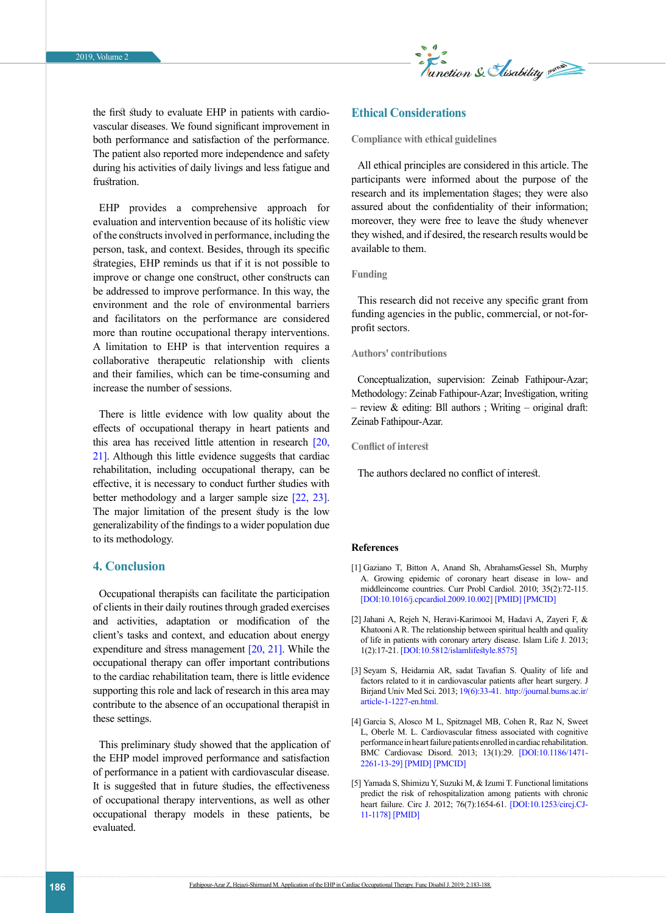the first study to evaluate EHP in patients with cardiovascular diseases. We found significant improvement in both performance and satisfaction of the performance. The patient also reported more independence and safety during his activities of daily livings and less fatigue and frustration.

EHP provides a comprehensive approach for evaluation and intervention because of its holistic view of the constructs involved in performance, including the person, task, and context. Besides, through its specific strategies, EHP reminds us that if it is not possible to improve or change one construct, other constructs can be addressed to improve performance. In this way, the environment and the role of environmental barriers and facilitators on the performance are considered more than routine occupational therapy interventions. A limitation to EHP is that intervention requires a collaborative therapeutic relationship with clients and their families, which can be time-consuming and increase the number of sessions.

There is little evidence with low quality about the effects of occupational therapy in heart patients and this area has received little attention in research [20, 21]. Although this little evidence suggests that cardiac rehabilitation, including occupational therapy, can be effective, it is necessary to conduct further studies with better methodology and a larger sample size [22, 23]. The major limitation of the present study is the low generalizability of the findings to a wider population due to its methodology.

## 4. Conclusion

Occupational therapists can facilitate the participation of clients in their daily routines through graded exercises and activities, adaptation or modification of the client's tasks and context, and education about energy expenditure and stress management [20, 21]. While the occupational therapy can offer important contributions to the cardiac rehabilitation team, there is little evidence supporting this role and lack of research in this area may contribute to the absence of an occupational therapist in these settings.

This preliminary study showed that the application of the EHP model improved performance and satisfaction of performance in a patient with cardiovascular disease. It is suggested that in future studies, the effectiveness of occupational therapy interventions, as well as other occupational therapy models in these patients, be evaluated.

## Ethical Considerations

### Compliance with ethical guidelines

All ethical principles are considered in this article. The participants were informed about the purpose of the research and its implementation stages; they were also assured about the confidentiality of their information; moreover, they were free to leave the study whenever they wished, and if desired, the research results would be available to them.

### Funding

This research did not receive any specific grant from funding agencies in the public, commercial, or not-for-profit sectors.

### Authors' contributions

Conceptualization, supervision: Zeinab Fathipour-Azar; Methodology: Zeinab Fathipour-Azar; Investigation, writing – review & editing: Bll authors ; Writing – original draft: Zeinab Fathipour-Azar.

### Conflict of interest

The authors declared no conflict of interest.

## References

[1] Gaziano T, Bitton A, Anand Sh, AbrahamsGessel Sh, Murphy A. Growing epidemic of coronary heart disease in low- and middleincome countries. Curr Probl Cardiol. 2010; 35(2):72-115. [DOI:10.1016/j.cpcardiol.2009.10.002] [PMID] [PMCID]

[2] Jahani A, Rejeh N, Heravi-Karimooi M, Hadavi A, Zayeri F, & Khatooni A R. The relationship between spiritual health and quality of life in patients with coronary artery disease. Islam Life J. 2013; 1(2):17-21. [DOI:10.5812/islamlifestyle.8575]

[3] Seyam S, Heidarnia AR, sadat Tavafian S. Quality of life and factors related to it in cardiovascular patients after heart surgery. J Birjand Univ Med Sci. 2013; 19(6):33-41. http://journal.bums.ac.ir/article-1-1227-en.html.

[4] Garcia S, Alosco M L, Spitznagel MB, Cohen R, Raz N, Sweet L, Oberle M. L. Cardiovascular fitness associated with cognitive performance in heart failure patients enrolled in cardiac rehabilitation. BMC Cardiovasc Disord. 2013; 13(1):29. [DOI:10.1186/1471-2261-13-29] [PMID] [PMCID]

[5] Yamada S, Shimizu Y, Suzuki M, & Izumi T. Functional limitations predict the risk of rehospitalization among patients with chronic heart failure. Circ J. 2012; 76(7):1654-61. [DOI:10.1253/circj.CJ-11-1178] [PMID]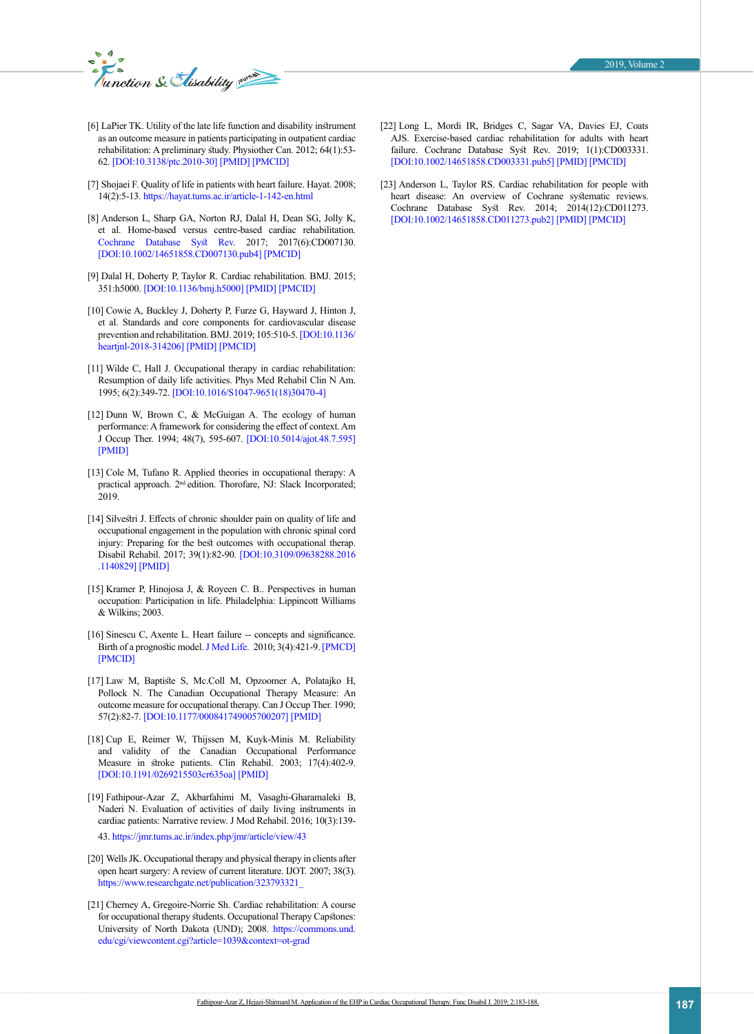[6] LaPier TK. Utility of the late life function and disability instrument as an outcome measure in patients participating in outpatient cardiac rehabilitation: A preliminary study. Physiother Can. 2012; 64(1):53-62. [DOI:10.3138/ptc.2010-30] [PMID] [PMCID]

[7] Shojaei F. Quality of life in patients with heart failure. Hayat. 2008; 14(2):5-13. https://hayat.tums.ac.ir/article-1-142-en.html

[8] Anderson L, Sharp GA, Norton RJ, Dalal H, Dean SG, Jolly K, et al. Home-based versus centre-based cardiac rehabilitation. Cochrane Database Syst Rev. 2017; 2017(6):CD007130. [DOI:10.1002/14651858.CD007130.pub4] [PMCID]

[9] Dalal H, Doherty P, Taylor R. Cardiac rehabilitation. BMJ. 2015; 351:h5000. [DOI:10.1136/bmj.h5000] [PMID] [PMCID]

[10] Cowie A, Buckley J, Doherty P, Furze G, Hayward J, Hinton J, et al. Standards and core components for cardiovascular disease prevention and rehabilitation. BMJ. 2019; 105:510-5. [DOI:10.1136/heartjnl-2018-314206] [PMID] [PMCID]

[11] Wilde C, Hall J. Occupational therapy in cardiac rehabilitation: Resumption of daily life activities. Phys Med Rehabil Clin N Am. 1995; 6(2):349-72. [DOI:10.1016/S1047-9651(18)30470-4]

[12] Dunn W, Brown C, & McGuigan A. The ecology of human performance: A framework for considering the effect of context. Am J Occup Ther. 1994; 48(7), 595-607. [DOI:10.5014/ajot.48.7.595] [PMID]

[13] Cole M, Tufano R. Applied theories in occupational therapy: A practical approach. 2nd edition. Thorofare, NJ: Slack Incorporated; 2019.

[14] Silvestri J. Effects of chronic shoulder pain on quality of life and occupational engagement in the population with chronic spinal cord injury: Preparing for the best outcomes with occupational therap. Disabil Rehabil. 2017; 39(1):82-90. [DOI:10.3109/09638288.2016.1140829] [PMID]

[15] Kramer P, Hinojosa J, & Royeen C. B.. Perspectives in human occupation: Participation in life. Philadelphia: Lippincott Williams & Wilkins; 2003.

[16] Sinescu C, Axente L. Heart failure -- concepts and significance. Birth of a prognostic model. J Med Life. 2010; 3(4):421-9. [PMCD] [PMCID]

[17] Law M, Baptiste S, Mc.Coll M, Opzoomer A, Polatajko H, Pollock N. The Canadian Occupational Therapy Measure: An outcome measure for occupational therapy. Can J Occup Ther. 1990; 57(2):82-7. [DOI:10.1177/000841749005700207] [PMID]

[18] Cup E, Reimer W, Thijssen M, Kuyk-Minis M. Reliability and validity of the Canadian Occupational Performance Measure in stroke patients. Clin Rehabil. 2003; 17(4):402-9. [DOI:10.1191/0269215503cr635oa] [PMID]

[19] Fathipour-Azar Z, Akbarfahimi M, Vasaghi-Gharamaleki B, Naderi N. Evaluation of activities of daily living instruments in cardiac patients: Narrative review. J Mod Rehabil. 2016; 10(3):139-43. https://jmr.tums.ac.ir/index.php/jmr/article/view/43

[20] Wells JK. Occupational therapy and physical therapy in clients after open heart surgery: A review of current literature. IJOT. 2007; 38(3). https://www.researchgate.net/publication/323793321_

[21] Cherney A, Gregoire-Norrie Sh. Cardiac rehabilitation: A course for occupational therapy students. Occupational Therapy Capstones: University of North Dakota (UND); 2008. https://commons.und.edu/cgi/viewcontent.cgi?article=1039&context=ot-grad

[22] Long L, Mordi IR, Bridges C, Sagar VA, Davies EJ, Coats AJS. Exercise-based cardiac rehabilitation for adults with heart failure. Cochrane Database Syst Rev. 2019; 1(1):CD003331. [DOI:10.1002/14651858.CD003331.pub5] [PMID] [PMCID]

[23] Anderson L, Taylor RS. Cardiac rehabilitation for people with heart disease: An overview of Cochrane systematic reviews. Cochrane Database Syst Rev. 2014; 2014(12):CD011273. [DOI:10.1002/14651858.CD011273.pub2] [PMID] [PMCID]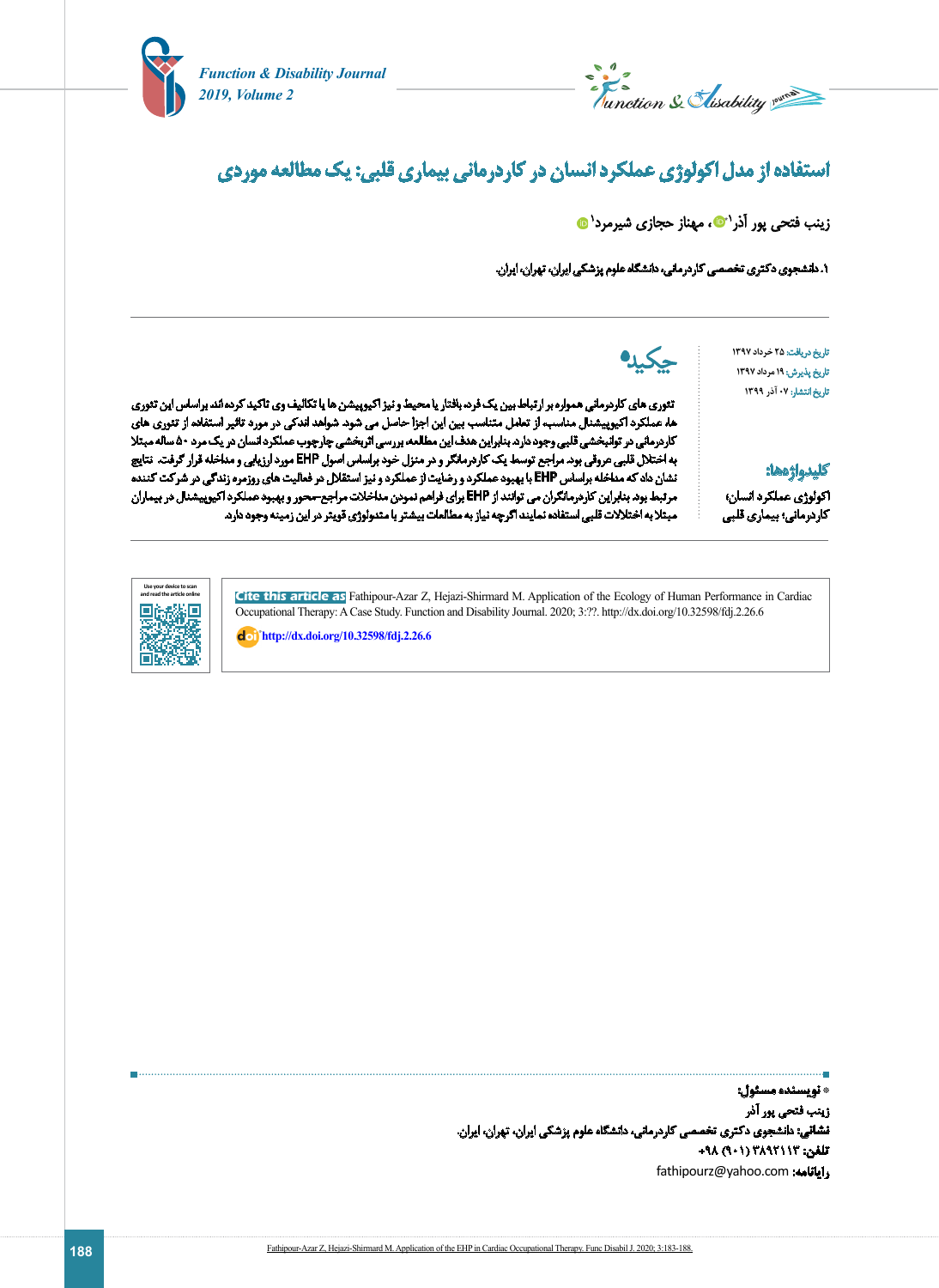# استفاده از مدل اکولوژی عملکرد انسان در کاردرمانی بیماری قلبی: یک مطالعه موردی

زینب فتحی پور آذر[1]، مهناز حجازی شیرمرد[1]

۱. دانشجوی دکتری تخصصی کاردرمانی، دانشگاه علوم پزشکی ایران، تهران، ایران.

تاریخ دریافت: ۲۵ خرداد ۱۳۹۷
تاریخ پذیرش: ۱۹ مرداد ۱۳۹۷
تاریخ انتشار: ۰۷ آذر ۱۳۹۹

## چکیده

تئوری های کاردرمانی همواره بر ارتباط بین یک فرد، رفتار یا محیط و نیز آکیوپیشن ها با تکالیف وی تاکید کرده اند. براساس این تئوری ها عملکرد آکیوپیشنال مناسب، از تعامل متناسب بین این اجزا حاصل می شود. شواهد اندکی در مورد تاثیر استفاده از تئوری های کاردرمانی در توانبخشی قلبی وجود دارد. بنابراین هدف این مطالعه، بررسی اثربخشی چارچوب عملکرد انسان در یک مرد ۵۰ ساله مبتلا به اختلال قلبی عروقی بود. مراجع توسط یک کاردرمانگر و در منزل خود براساس اصول EHP مورد ارزیابی و مداخله قرار گرفت. نتایج نشان داد که مداخله براساس EHP با بهبود عملکرد و رضایت از عملکرد و نیز استقلال در فعالیت های روزمره زندگی در شرکت کننده مرتبط بود. بنابراین کاردرمانگران می توانند از EHP برای فراهم نمودن مداخلات مراجع-محور و بهبود عملکرد آکیوپیشنال در بیماران مبتلا به اختلالات قلبی استفاده نمایند اگرچه نیاز به مطالعات بیشتر با متدولوژی قویتر در این زمینه وجود دارد.

**کلیدواژه‌ها:**
اکولوژی عملکرد انسان، کاردرمانی؛ بیماری قلبی

Use your device to scan and read the article online

**Cite this article as** Fathipour-Azar Z, Hejazi-Shirmard M. Application of the Ecology of Human Performance in Cardiac Occupational Therapy: A Case Study. Function and Disability Journal. 2020; 3:??. http://dx.doi.org/10.32598/fdj.2.26.6

http://dx.doi.org/10.32598/fdj.2.26.6

\* نویسنده مسئول:
زینب فتحی پور آذر
نشانی: دانشجوی دکتری تخصصی کاردرمانی، دانشگاه علوم پزشکی ایران، تهران، ایران.
تلفن: ۳۸۹۲۱۱۳ (۹۰۱) ۹۸+
رایانامه: fathipourz@yahoo.com